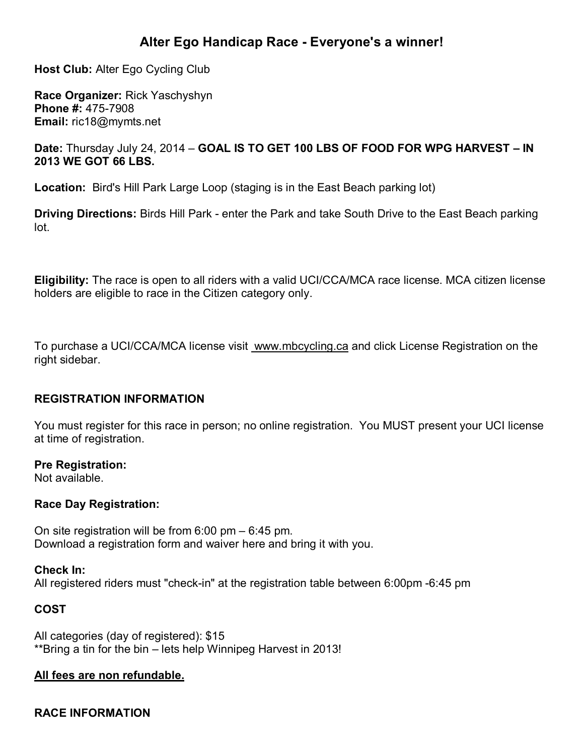# Alter Ego Handicap Race - Everyone's a winner!

**Host Club:** Alter Ego Cycling Club

**Race Organizer:** Rick Yaschyshyn
**Phone #:** 475-7908
**Email:** ric18@mymts.net

**Date:** Thursday July 24, 2014 – **GOAL IS TO GET 100 LBS OF FOOD FOR WPG HARVEST – IN 2013 WE GOT 66 LBS.**

**Location:** Bird's Hill Park Large Loop (staging is in the East Beach parking lot)

**Driving Directions:** Birds Hill Park - enter the Park and take South Drive to the East Beach parking lot.

**Eligibility:** The race is open to all riders with a valid UCI/CCA/MCA race license. MCA citizen license holders are eligible to race in the Citizen category only.

To purchase a UCI/CCA/MCA license visit www.mbcycling.ca and click License Registration on the right sidebar.

## REGISTRATION INFORMATION

You must register for this race in person; no online registration. You MUST present your UCI license at time of registration.

**Pre Registration:**
Not available.

**Race Day Registration:**

On site registration will be from 6:00 pm – 6:45 pm.
Download a registration form and waiver here and bring it with you.

**Check In:**
All registered riders must "check-in" at the registration table between 6:00pm -6:45 pm

## COST

All categories (day of registered): $15
**Bring a tin for the bin – lets help Winnipeg Harvest in 2013!

**<u>All fees are non refundable.</u>**

## RACE INFORMATION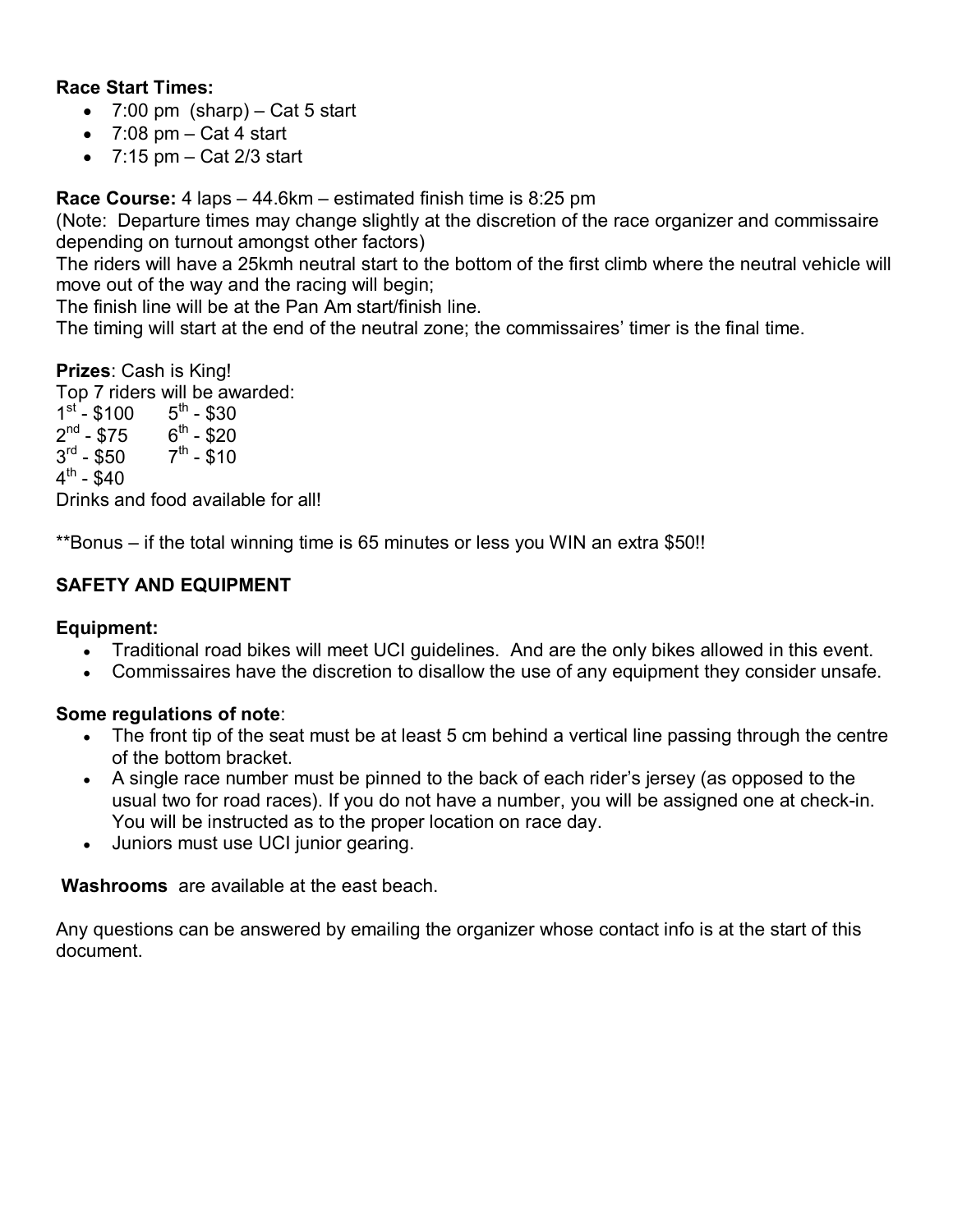**Race Start Times:**

- 7:00 pm (sharp) – Cat 5 start
- 7:08 pm – Cat 4 start
- 7:15 pm – Cat 2/3 start

**Race Course:** 4 laps – 44.6km – estimated finish time is 8:25 pm
(Note: Departure times may change slightly at the discretion of the race organizer and commissaire depending on turnout amongst other factors)
The riders will have a 25kmh neutral start to the bottom of the first climb where the neutral vehicle will move out of the way and the racing will begin;
The finish line will be at the Pan Am start/finish line.
The timing will start at the end of the neutral zone; the commissaires' timer is the final time.

**Prizes**: Cash is King!
Top 7 riders will be awarded:

| | |
|---|---|
| 1st - $100 | 5th - $30 |
| 2nd - $75 | 6th - $20 |
| 3rd - $50 | 7th - $10 |
| 4th - $40 | |

Drinks and food available for all!

**Bonus – if the total winning time is 65 minutes or less you WIN an extra $50!!

## SAFETY AND EQUIPMENT

**Equipment:**

- Traditional road bikes will meet UCI guidelines. And are the only bikes allowed in this event.
- Commissaires have the discretion to disallow the use of any equipment they consider unsafe.

**Some regulations of note**:

- The front tip of the seat must be at least 5 cm behind a vertical line passing through the centre of the bottom bracket.
- A single race number must be pinned to the back of each rider's jersey (as opposed to the usual two for road races). If you do not have a number, you will be assigned one at check-in. You will be instructed as to the proper location on race day.
- Juniors must use UCI junior gearing.

**Washrooms** are available at the east beach.

Any questions can be answered by emailing the organizer whose contact info is at the start of this document.